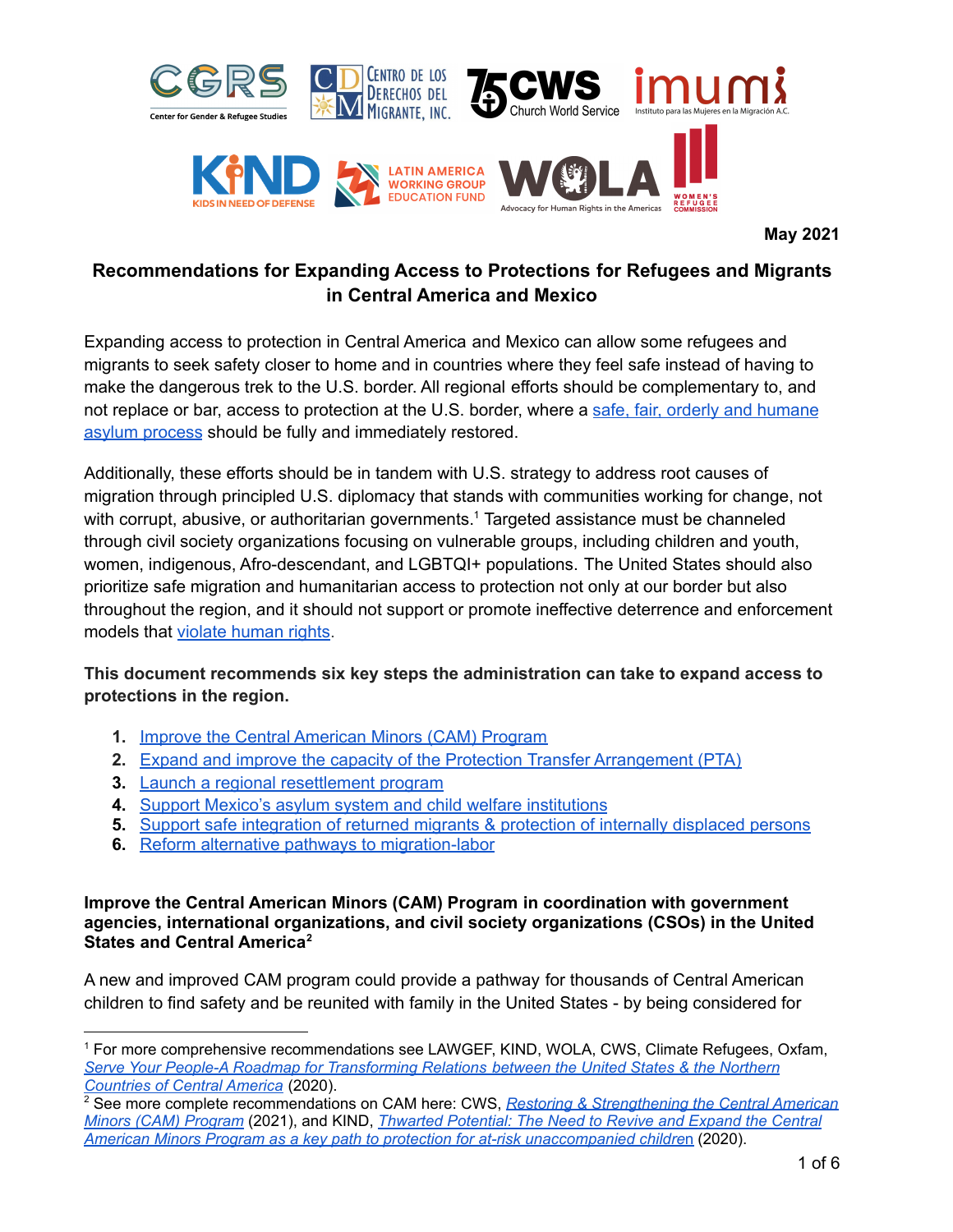May 2021

# Recommendations for Expanding Access to Protections for Refugees and Migrants in Central America and Mexico

Expanding access to protection in Central America and Mexico can allow some refugees and migrants to seek safety closer to home and in countries where they feel safe instead of having to make the dangerous trek to the U.S. border. All regional efforts should be complementary to, and not replace or bar, access to protection at the U.S. border, where a safe, fair, orderly and humane asylum process should be fully and immediately restored.

Additionally, these efforts should be in tandem with U.S. strategy to address root causes of migration through principled U.S. diplomacy that stands with communities working for change, not with corrupt, abusive, or authoritarian governments.[1] Targeted assistance must be channeled through civil society organizations focusing on vulnerable groups, including children and youth, women, indigenous, Afro-descendant, and LGBTQI+ populations. The United States should also prioritize safe migration and humanitarian access to protection not only at our border but also throughout the region, and it should not support or promote ineffective deterrence and enforcement models that violate human rights.

**This document recommends six key steps the administration can take to expand access to protections in the region.**

1. Improve the Central American Minors (CAM) Program
2. Expand and improve the capacity of the Protection Transfer Arrangement (PTA)
3. Launch a regional resettlement program
4. Support Mexico's asylum system and child welfare institutions
5. Support safe integration of returned migrants & protection of internally displaced persons
6. Reform alternative pathways to migration-labor

## Improve the Central American Minors (CAM) Program in coordination with government agencies, international organizations, and civil society organizations (CSOs) in the United States and Central America[2]

A new and improved CAM program could provide a pathway for thousands of Central American children to find safety and be reunited with family in the United States - by being considered for

---

[1] For more comprehensive recommendations see LAWGEF, KIND, WOLA, CWS, Climate Refugees, Oxfam, *Serve Your People-A Roadmap for Transforming Relations between the United States & the Northern Countries of Central America* (2020).

[2] See more complete recommendations on CAM here: CWS, *Restoring & Strengthening the Central American Minors (CAM) Program* (2021), and KIND, *Thwarted Potential: The Need to Revive and Expand the Central American Minors Program as a key path to protection for at-risk unaccompanied children* (2020).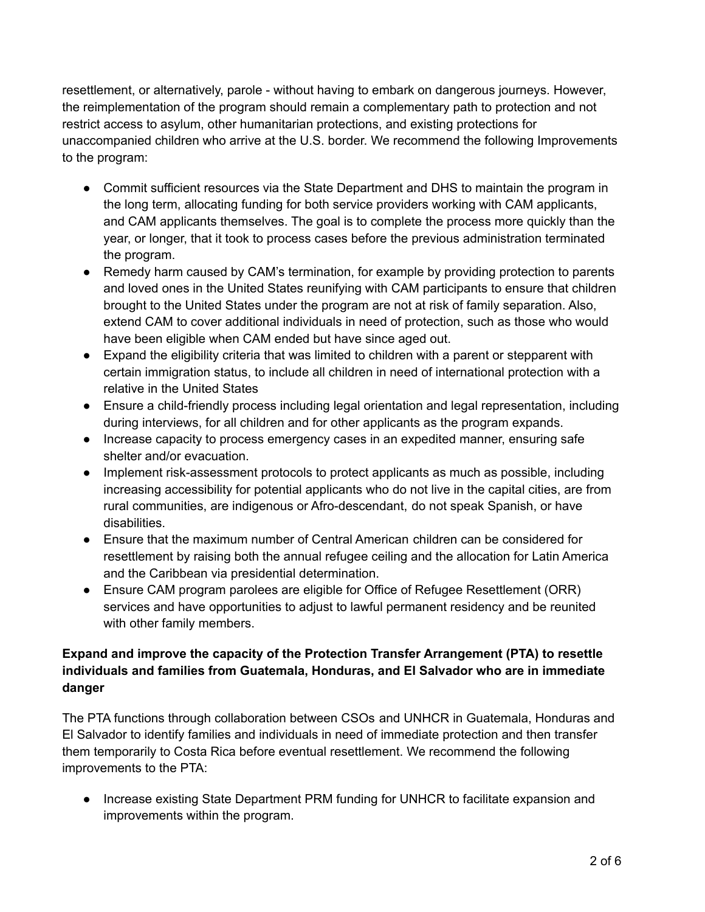resettlement, or alternatively, parole - without having to embark on dangerous journeys. However, the reimplementation of the program should remain a complementary path to protection and not restrict access to asylum, other humanitarian protections, and existing protections for unaccompanied children who arrive at the U.S. border. We recommend the following Improvements to the program:

- Commit sufficient resources via the State Department and DHS to maintain the program in the long term, allocating funding for both service providers working with CAM applicants, and CAM applicants themselves. The goal is to complete the process more quickly than the year, or longer, that it took to process cases before the previous administration terminated the program.
- Remedy harm caused by CAM's termination, for example by providing protection to parents and loved ones in the United States reunifying with CAM participants to ensure that children brought to the United States under the program are not at risk of family separation. Also, extend CAM to cover additional individuals in need of protection, such as those who would have been eligible when CAM ended but have since aged out.
- Expand the eligibility criteria that was limited to children with a parent or stepparent with certain immigration status, to include all children in need of international protection with a relative in the United States
- Ensure a child-friendly process including legal orientation and legal representation, including during interviews, for all children and for other applicants as the program expands.
- Increase capacity to process emergency cases in an expedited manner, ensuring safe shelter and/or evacuation.
- Implement risk-assessment protocols to protect applicants as much as possible, including increasing accessibility for potential applicants who do not live in the capital cities, are from rural communities, are indigenous or Afro-descendant, do not speak Spanish, or have disabilities.
- Ensure that the maximum number of Central American children can be considered for resettlement by raising both the annual refugee ceiling and the allocation for Latin America and the Caribbean via presidential determination.
- Ensure CAM program parolees are eligible for Office of Refugee Resettlement (ORR) services and have opportunities to adjust to lawful permanent residency and be reunited with other family members.

**Expand and improve the capacity of the Protection Transfer Arrangement (PTA) to resettle individuals and families from Guatemala, Honduras, and El Salvador who are in immediate danger**

The PTA functions through collaboration between CSOs and UNHCR in Guatemala, Honduras and El Salvador to identify families and individuals in need of immediate protection and then transfer them temporarily to Costa Rica before eventual resettlement. We recommend the following improvements to the PTA:

- Increase existing State Department PRM funding for UNHCR to facilitate expansion and improvements within the program.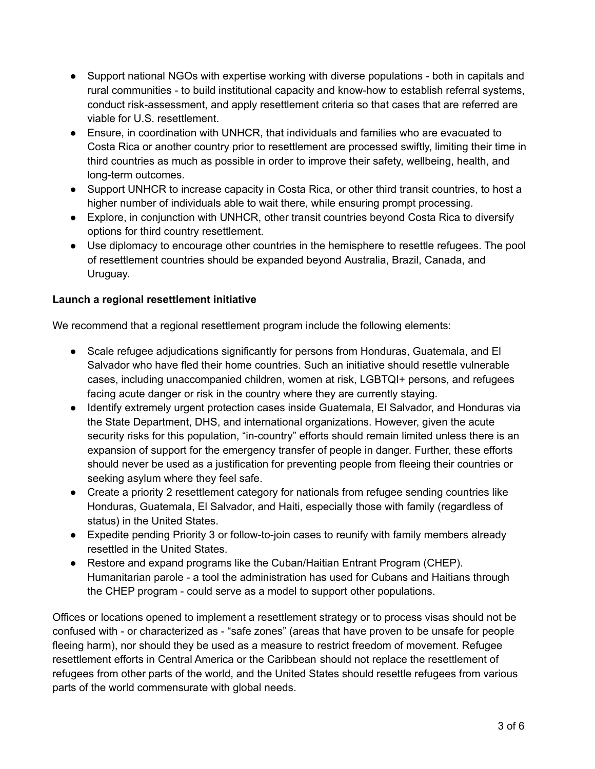- Support national NGOs with expertise working with diverse populations - both in capitals and rural communities - to build institutional capacity and know-how to establish referral systems, conduct risk-assessment, and apply resettlement criteria so that cases that are referred are viable for U.S. resettlement.
- Ensure, in coordination with UNHCR, that individuals and families who are evacuated to Costa Rica or another country prior to resettlement are processed swiftly, limiting their time in third countries as much as possible in order to improve their safety, wellbeing, health, and long-term outcomes.
- Support UNHCR to increase capacity in Costa Rica, or other third transit countries, to host a higher number of individuals able to wait there, while ensuring prompt processing.
- Explore, in conjunction with UNHCR, other transit countries beyond Costa Rica to diversify options for third country resettlement.
- Use diplomacy to encourage other countries in the hemisphere to resettle refugees. The pool of resettlement countries should be expanded beyond Australia, Brazil, Canada, and Uruguay.

**Launch a regional resettlement initiative**

We recommend that a regional resettlement program include the following elements:

- Scale refugee adjudications significantly for persons from Honduras, Guatemala, and El Salvador who have fled their home countries. Such an initiative should resettle vulnerable cases, including unaccompanied children, women at risk, LGBTQI+ persons, and refugees facing acute danger or risk in the country where they are currently staying.
- Identify extremely urgent protection cases inside Guatemala, El Salvador, and Honduras via the State Department, DHS, and international organizations. However, given the acute security risks for this population, "in-country" efforts should remain limited unless there is an expansion of support for the emergency transfer of people in danger. Further, these efforts should never be used as a justification for preventing people from fleeing their countries or seeking asylum where they feel safe.
- Create a priority 2 resettlement category for nationals from refugee sending countries like Honduras, Guatemala, El Salvador, and Haiti, especially those with family (regardless of status) in the United States.
- Expedite pending Priority 3 or follow-to-join cases to reunify with family members already resettled in the United States.
- Restore and expand programs like the Cuban/Haitian Entrant Program (CHEP). Humanitarian parole - a tool the administration has used for Cubans and Haitians through the CHEP program - could serve as a model to support other populations.

Offices or locations opened to implement a resettlement strategy or to process visas should not be confused with - or characterized as - "safe zones" (areas that have proven to be unsafe for people fleeing harm), nor should they be used as a measure to restrict freedom of movement. Refugee resettlement efforts in Central America or the Caribbean should not replace the resettlement of refugees from other parts of the world, and the United States should resettle refugees from various parts of the world commensurate with global needs.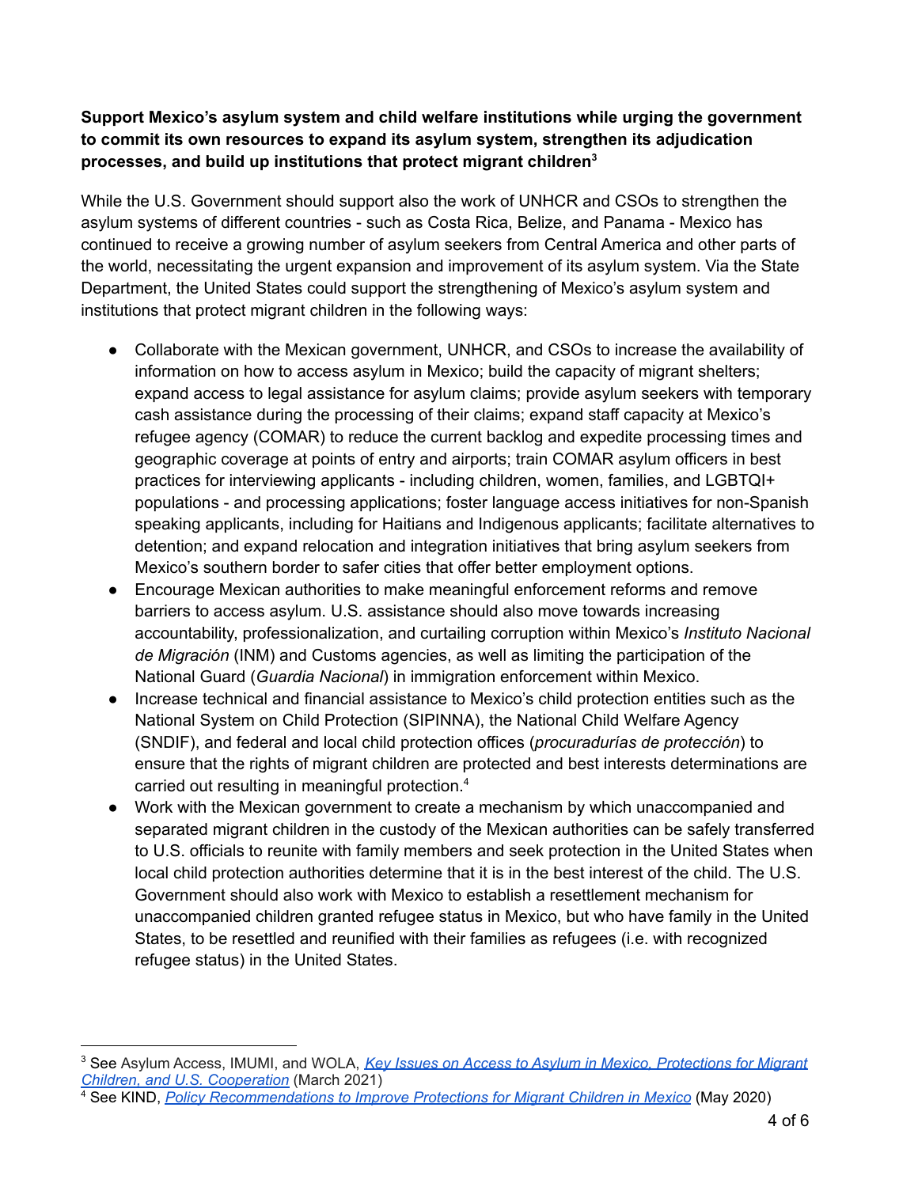**Support Mexico's asylum system and child welfare institutions while urging the government to commit its own resources to expand its asylum system, strengthen its adjudication processes, and build up institutions that protect migrant children**[3]

While the U.S. Government should support also the work of UNHCR and CSOs to strengthen the asylum systems of different countries - such as Costa Rica, Belize, and Panama - Mexico has continued to receive a growing number of asylum seekers from Central America and other parts of the world, necessitating the urgent expansion and improvement of its asylum system. Via the State Department, the United States could support the strengthening of Mexico's asylum system and institutions that protect migrant children in the following ways:

- Collaborate with the Mexican government, UNHCR, and CSOs to increase the availability of information on how to access asylum in Mexico; build the capacity of migrant shelters; expand access to legal assistance for asylum claims; provide asylum seekers with temporary cash assistance during the processing of their claims; expand staff capacity at Mexico's refugee agency (COMAR) to reduce the current backlog and expedite processing times and geographic coverage at points of entry and airports; train COMAR asylum officers in best practices for interviewing applicants - including children, women, families, and LGBTQI+ populations - and processing applications; foster language access initiatives for non-Spanish speaking applicants, including for Haitians and Indigenous applicants; facilitate alternatives to detention; and expand relocation and integration initiatives that bring asylum seekers from Mexico's southern border to safer cities that offer better employment options.
- Encourage Mexican authorities to make meaningful enforcement reforms and remove barriers to access asylum. U.S. assistance should also move towards increasing accountability, professionalization, and curtailing corruption within Mexico's *Instituto Nacional de Migración* (INM) and Customs agencies, as well as limiting the participation of the National Guard (*Guardia Nacional*) in immigration enforcement within Mexico.
- Increase technical and financial assistance to Mexico's child protection entities such as the National System on Child Protection (SIPINNA), the National Child Welfare Agency (SNDIF), and federal and local child protection offices (*procuradurías de protección*) to ensure that the rights of migrant children are protected and best interests determinations are carried out resulting in meaningful protection.[4]
- Work with the Mexican government to create a mechanism by which unaccompanied and separated migrant children in the custody of the Mexican authorities can be safely transferred to U.S. officials to reunite with family members and seek protection in the United States when local child protection authorities determine that it is in the best interest of the child. The U.S. Government should also work with Mexico to establish a resettlement mechanism for unaccompanied children granted refugee status in Mexico, but who have family in the United States, to be resettled and reunified with their families as refugees (i.e. with recognized refugee status) in the United States.

---

[3] See Asylum Access, IMUMI, and WOLA, *Key Issues on Access to Asylum in Mexico, Protections for Migrant Children, and U.S. Cooperation* (March 2021)

[4] See KIND, *Policy Recommendations to Improve Protections for Migrant Children in Mexico* (May 2020)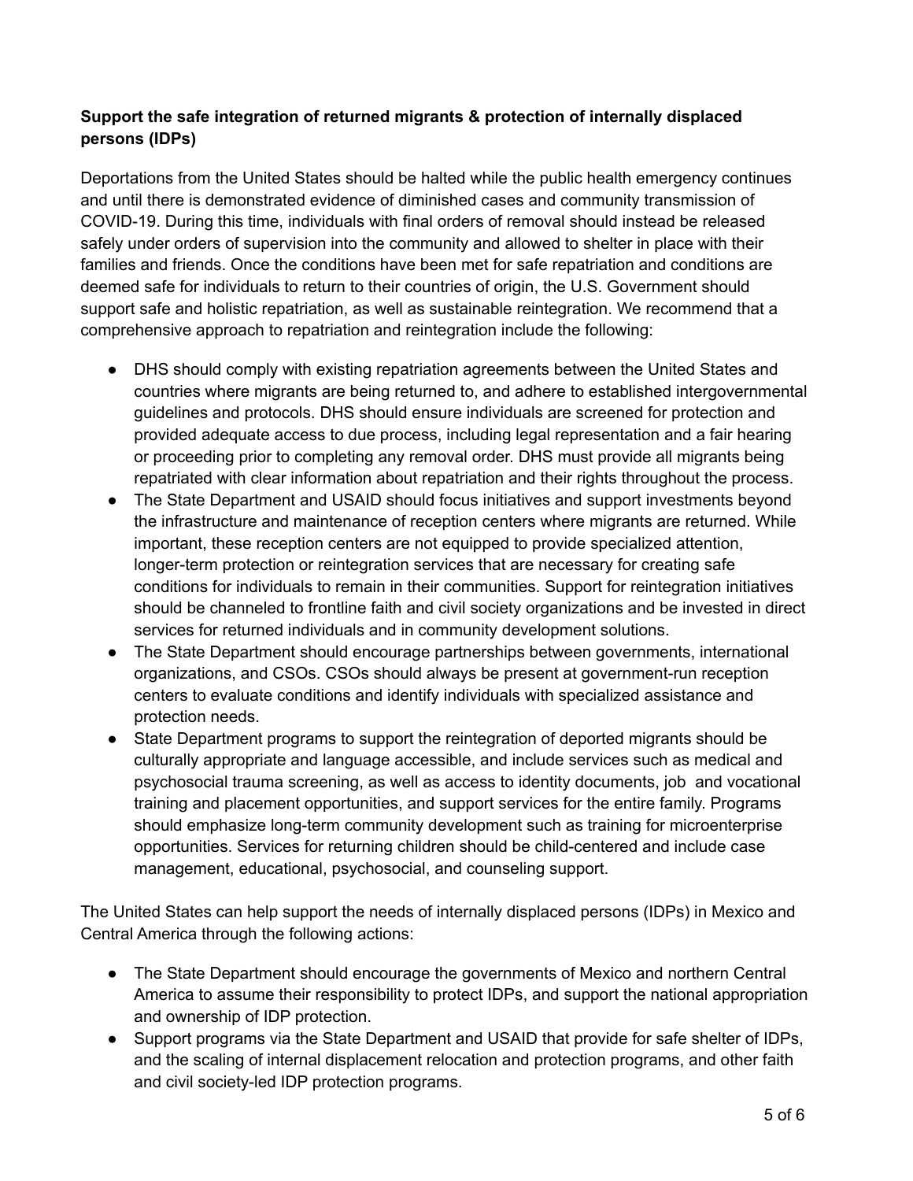**Support the safe integration of returned migrants & protection of internally displaced persons (IDPs)**

Deportations from the United States should be halted while the public health emergency continues and until there is demonstrated evidence of diminished cases and community transmission of COVID-19. During this time, individuals with final orders of removal should instead be released safely under orders of supervision into the community and allowed to shelter in place with their families and friends. Once the conditions have been met for safe repatriation and conditions are deemed safe for individuals to return to their countries of origin, the U.S. Government should support safe and holistic repatriation, as well as sustainable reintegration. We recommend that a comprehensive approach to repatriation and reintegration include the following:

- DHS should comply with existing repatriation agreements between the United States and countries where migrants are being returned to, and adhere to established intergovernmental guidelines and protocols. DHS should ensure individuals are screened for protection and provided adequate access to due process, including legal representation and a fair hearing or proceeding prior to completing any removal order. DHS must provide all migrants being repatriated with clear information about repatriation and their rights throughout the process.
- The State Department and USAID should focus initiatives and support investments beyond the infrastructure and maintenance of reception centers where migrants are returned. While important, these reception centers are not equipped to provide specialized attention, longer-term protection or reintegration services that are necessary for creating safe conditions for individuals to remain in their communities. Support for reintegration initiatives should be channeled to frontline faith and civil society organizations and be invested in direct services for returned individuals and in community development solutions.
- The State Department should encourage partnerships between governments, international organizations, and CSOs. CSOs should always be present at government-run reception centers to evaluate conditions and identify individuals with specialized assistance and protection needs.
- State Department programs to support the reintegration of deported migrants should be culturally appropriate and language accessible, and include services such as medical and psychosocial trauma screening, as well as access to identity documents, job and vocational training and placement opportunities, and support services for the entire family. Programs should emphasize long-term community development such as training for microenterprise opportunities. Services for returning children should be child-centered and include case management, educational, psychosocial, and counseling support.

The United States can help support the needs of internally displaced persons (IDPs) in Mexico and Central America through the following actions:

- The State Department should encourage the governments of Mexico and northern Central America to assume their responsibility to protect IDPs, and support the national appropriation and ownership of IDP protection.
- Support programs via the State Department and USAID that provide for safe shelter of IDPs, and the scaling of internal displacement relocation and protection programs, and other faith and civil society-led IDP protection programs.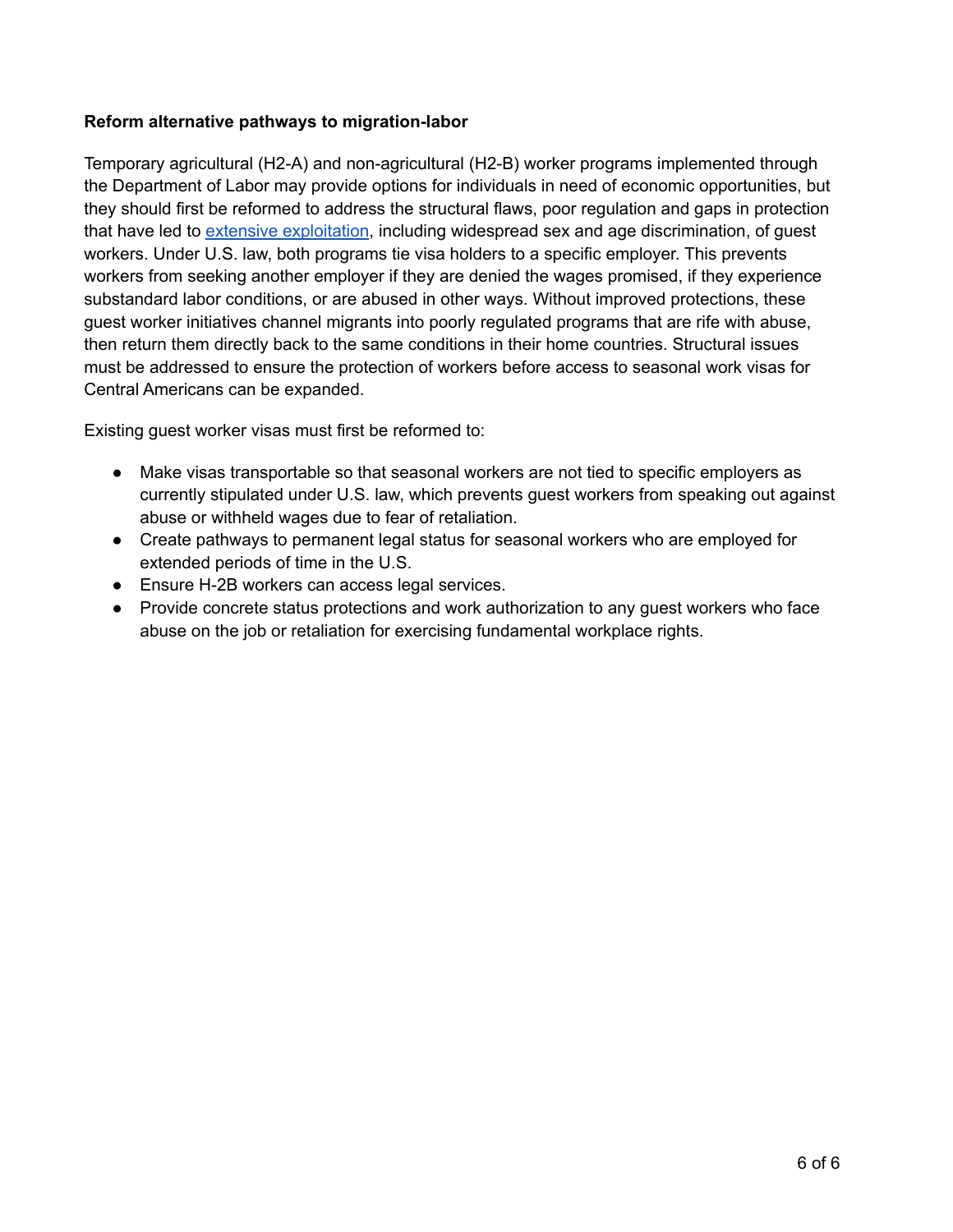**Reform alternative pathways to migration-labor**

Temporary agricultural (H2-A) and non-agricultural (H2-B) worker programs implemented through the Department of Labor may provide options for individuals in need of economic opportunities, but they should first be reformed to address the structural flaws, poor regulation and gaps in protection that have led to [extensive exploitation](), including widespread sex and age discrimination, of guest workers. Under U.S. law, both programs tie visa holders to a specific employer. This prevents workers from seeking another employer if they are denied the wages promised, if they experience substandard labor conditions, or are abused in other ways. Without improved protections, these guest worker initiatives channel migrants into poorly regulated programs that are rife with abuse, then return them directly back to the same conditions in their home countries. Structural issues must be addressed to ensure the protection of workers before access to seasonal work visas for Central Americans can be expanded.

Existing guest worker visas must first be reformed to:

- Make visas transportable so that seasonal workers are not tied to specific employers as currently stipulated under U.S. law, which prevents guest workers from speaking out against abuse or withheld wages due to fear of retaliation.
- Create pathways to permanent legal status for seasonal workers who are employed for extended periods of time in the U.S.
- Ensure H-2B workers can access legal services.
- Provide concrete status protections and work authorization to any guest workers who face abuse on the job or retaliation for exercising fundamental workplace rights.